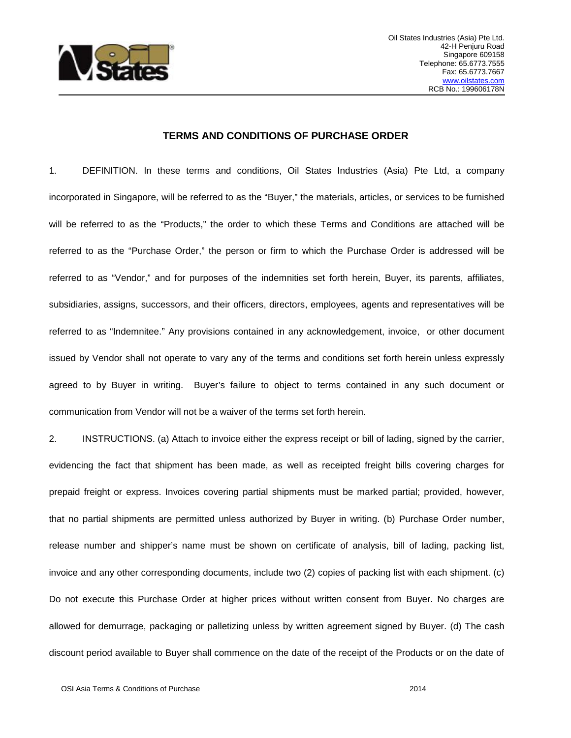Oil States Industries (Asia) Pte Ltd.
42-H Penjuru Road
Singapore 609158
Telephone: 65.6773.7555
Fax: 65.6773.7667
www.oilstates.com
RCB No.: 199606178N

## TERMS AND CONDITIONS OF PURCHASE ORDER

1. DEFINITION. In these terms and conditions, Oil States Industries (Asia) Pte Ltd, a company incorporated in Singapore, will be referred to as the "Buyer," the materials, articles, or services to be furnished will be referred to as the "Products," the order to which these Terms and Conditions are attached will be referred to as the "Purchase Order," the person or firm to which the Purchase Order is addressed will be referred to as "Vendor," and for purposes of the indemnities set forth herein, Buyer, its parents, affiliates, subsidiaries, assigns, successors, and their officers, directors, employees, agents and representatives will be referred to as "Indemnitee." Any provisions contained in any acknowledgement, invoice, or other document issued by Vendor shall not operate to vary any of the terms and conditions set forth herein unless expressly agreed to by Buyer in writing. Buyer's failure to object to terms contained in any such document or communication from Vendor will not be a waiver of the terms set forth herein.

2. INSTRUCTIONS. (a) Attach to invoice either the express receipt or bill of lading, signed by the carrier, evidencing the fact that shipment has been made, as well as receipted freight bills covering charges for prepaid freight or express. Invoices covering partial shipments must be marked partial; provided, however, that no partial shipments are permitted unless authorized by Buyer in writing. (b) Purchase Order number, release number and shipper's name must be shown on certificate of analysis, bill of lading, packing list, invoice and any other corresponding documents, include two (2) copies of packing list with each shipment. (c) Do not execute this Purchase Order at higher prices without written consent from Buyer. No charges are allowed for demurrage, packaging or palletizing unless by written agreement signed by Buyer. (d) The cash discount period available to Buyer shall commence on the date of the receipt of the Products or on the date of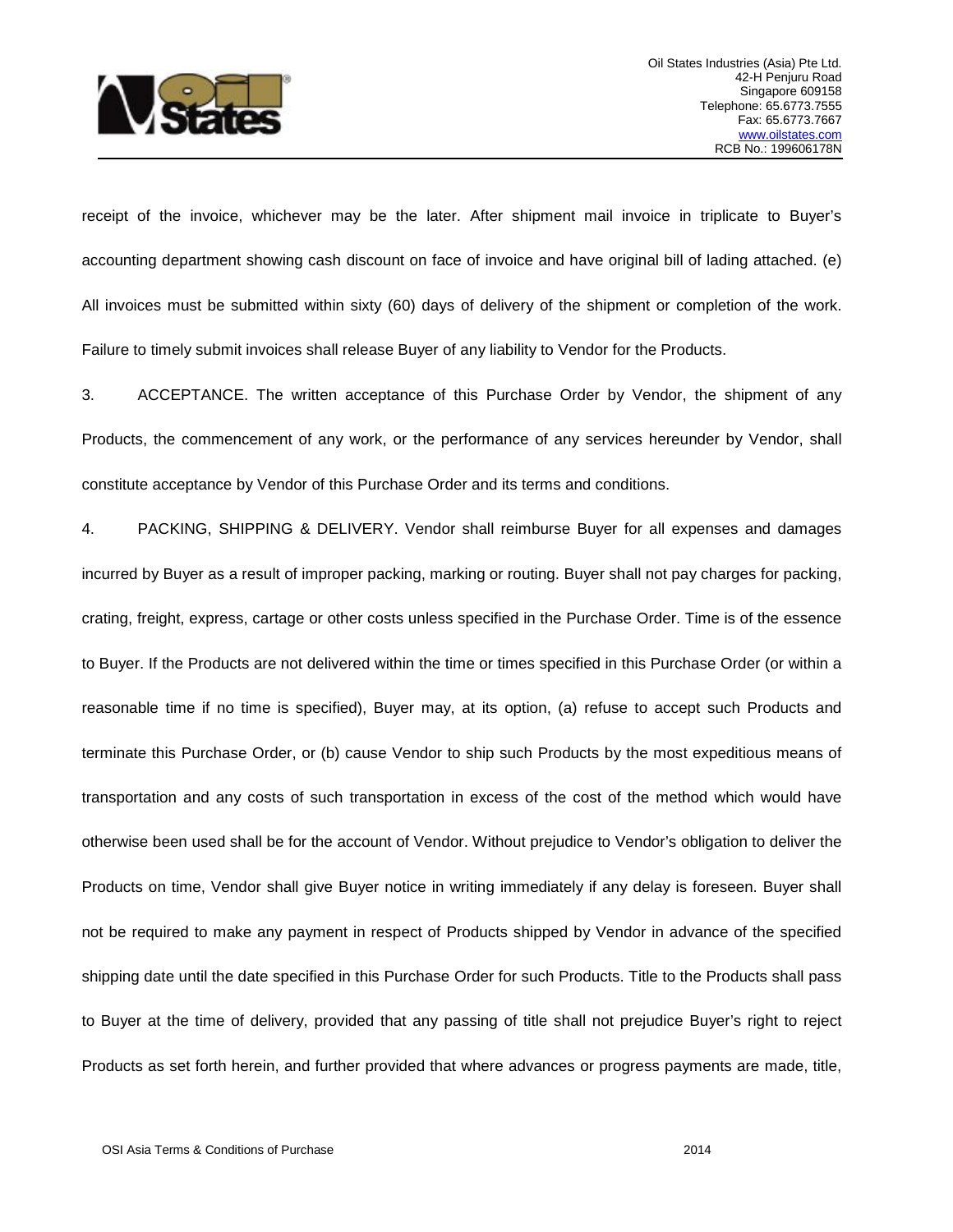receipt of the invoice, whichever may be the later. After shipment mail invoice in triplicate to Buyer's accounting department showing cash discount on face of invoice and have original bill of lading attached. (e) All invoices must be submitted within sixty (60) days of delivery of the shipment or completion of the work. Failure to timely submit invoices shall release Buyer of any liability to Vendor for the Products.

3. ACCEPTANCE. The written acceptance of this Purchase Order by Vendor, the shipment of any Products, the commencement of any work, or the performance of any services hereunder by Vendor, shall constitute acceptance by Vendor of this Purchase Order and its terms and conditions.

4. PACKING, SHIPPING & DELIVERY. Vendor shall reimburse Buyer for all expenses and damages incurred by Buyer as a result of improper packing, marking or routing. Buyer shall not pay charges for packing, crating, freight, express, cartage or other costs unless specified in the Purchase Order. Time is of the essence to Buyer. If the Products are not delivered within the time or times specified in this Purchase Order (or within a reasonable time if no time is specified), Buyer may, at its option, (a) refuse to accept such Products and terminate this Purchase Order, or (b) cause Vendor to ship such Products by the most expeditious means of transportation and any costs of such transportation in excess of the cost of the method which would have otherwise been used shall be for the account of Vendor. Without prejudice to Vendor's obligation to deliver the Products on time, Vendor shall give Buyer notice in writing immediately if any delay is foreseen. Buyer shall not be required to make any payment in respect of Products shipped by Vendor in advance of the specified shipping date until the date specified in this Purchase Order for such Products. Title to the Products shall pass to Buyer at the time of delivery, provided that any passing of title shall not prejudice Buyer's right to reject Products as set forth herein, and further provided that where advances or progress payments are made, title,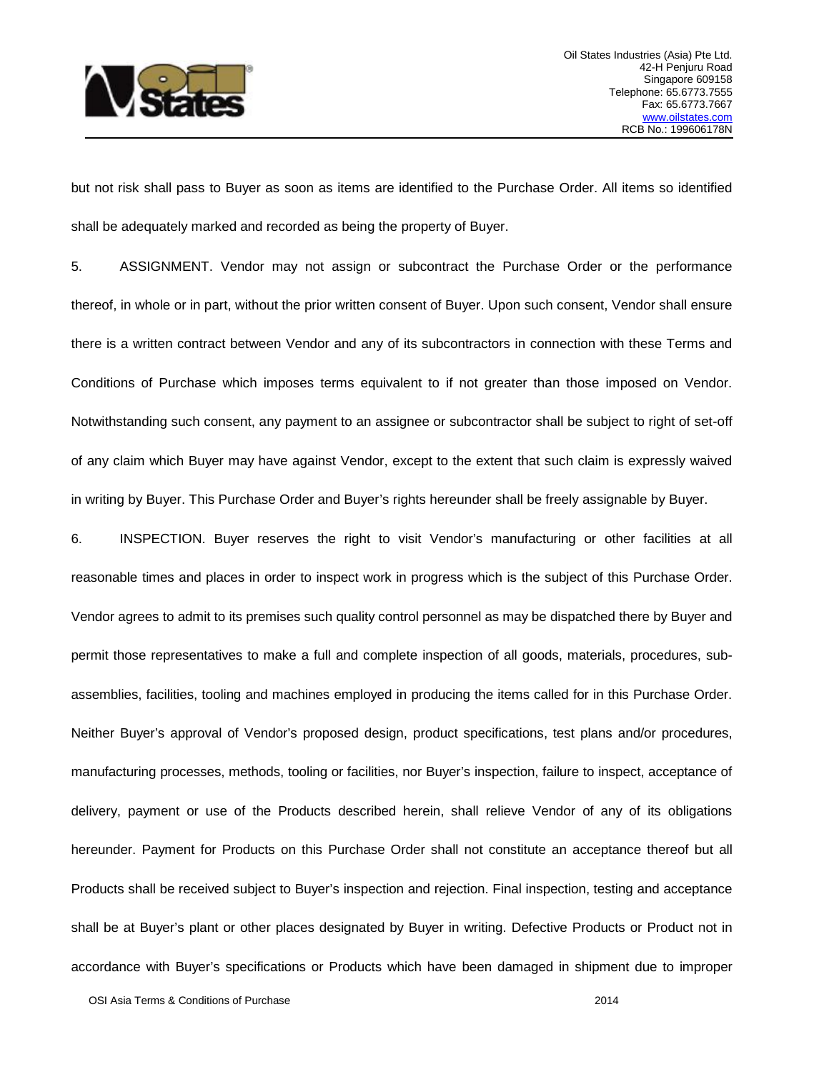but not risk shall pass to Buyer as soon as items are identified to the Purchase Order. All items so identified shall be adequately marked and recorded as being the property of Buyer.

5. ASSIGNMENT. Vendor may not assign or subcontract the Purchase Order or the performance thereof, in whole or in part, without the prior written consent of Buyer. Upon such consent, Vendor shall ensure there is a written contract between Vendor and any of its subcontractors in connection with these Terms and Conditions of Purchase which imposes terms equivalent to if not greater than those imposed on Vendor. Notwithstanding such consent, any payment to an assignee or subcontractor shall be subject to right of set-off of any claim which Buyer may have against Vendor, except to the extent that such claim is expressly waived in writing by Buyer. This Purchase Order and Buyer's rights hereunder shall be freely assignable by Buyer.

6. INSPECTION. Buyer reserves the right to visit Vendor's manufacturing or other facilities at all reasonable times and places in order to inspect work in progress which is the subject of this Purchase Order. Vendor agrees to admit to its premises such quality control personnel as may be dispatched there by Buyer and permit those representatives to make a full and complete inspection of all goods, materials, procedures, sub-assemblies, facilities, tooling and machines employed in producing the items called for in this Purchase Order. Neither Buyer's approval of Vendor's proposed design, product specifications, test plans and/or procedures, manufacturing processes, methods, tooling or facilities, nor Buyer's inspection, failure to inspect, acceptance of delivery, payment or use of the Products described herein, shall relieve Vendor of any of its obligations hereunder. Payment for Products on this Purchase Order shall not constitute an acceptance thereof but all Products shall be received subject to Buyer's inspection and rejection. Final inspection, testing and acceptance shall be at Buyer's plant or other places designated by Buyer in writing. Defective Products or Product not in accordance with Buyer's specifications or Products which have been damaged in shipment due to improper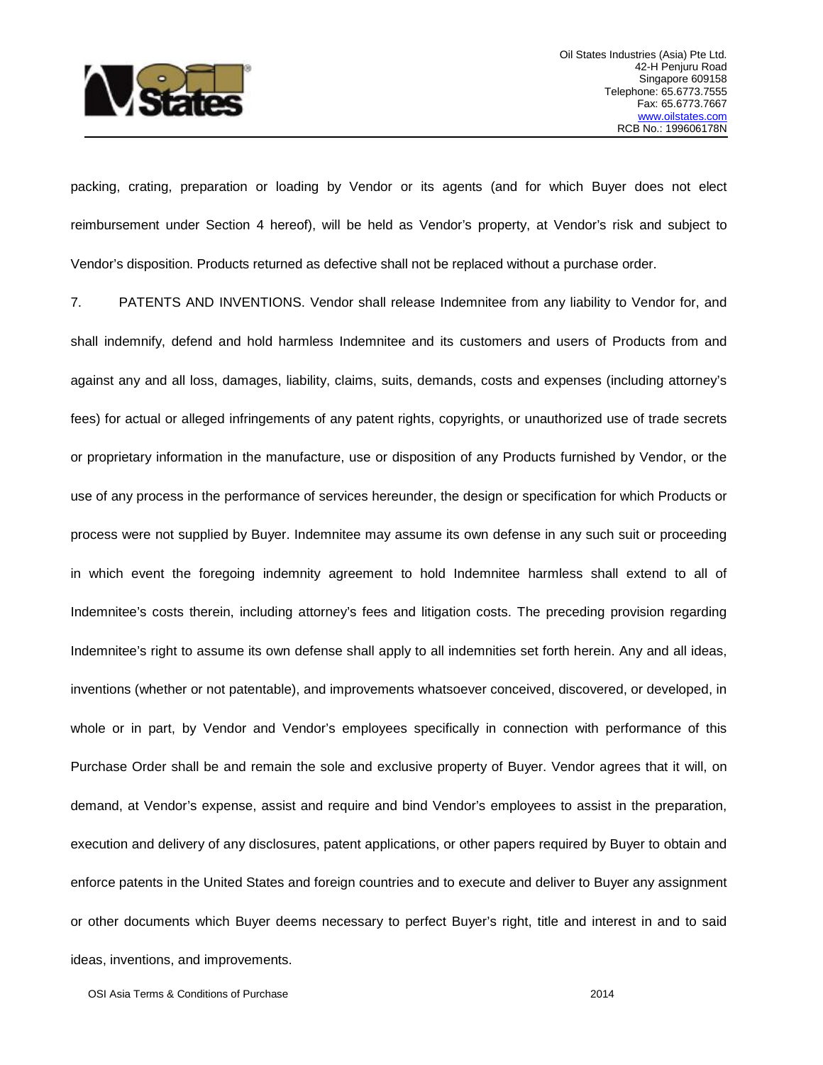packing, crating, preparation or loading by Vendor or its agents (and for which Buyer does not elect reimbursement under Section 4 hereof), will be held as Vendor's property, at Vendor's risk and subject to Vendor's disposition. Products returned as defective shall not be replaced without a purchase order.

7. PATENTS AND INVENTIONS. Vendor shall release Indemnitee from any liability to Vendor for, and shall indemnify, defend and hold harmless Indemnitee and its customers and users of Products from and against any and all loss, damages, liability, claims, suits, demands, costs and expenses (including attorney's fees) for actual or alleged infringements of any patent rights, copyrights, or unauthorized use of trade secrets or proprietary information in the manufacture, use or disposition of any Products furnished by Vendor, or the use of any process in the performance of services hereunder, the design or specification for which Products or process were not supplied by Buyer. Indemnitee may assume its own defense in any such suit or proceeding in which event the foregoing indemnity agreement to hold Indemnitee harmless shall extend to all of Indemnitee's costs therein, including attorney's fees and litigation costs. The preceding provision regarding Indemnitee's right to assume its own defense shall apply to all indemnities set forth herein. Any and all ideas, inventions (whether or not patentable), and improvements whatsoever conceived, discovered, or developed, in whole or in part, by Vendor and Vendor's employees specifically in connection with performance of this Purchase Order shall be and remain the sole and exclusive property of Buyer. Vendor agrees that it will, on demand, at Vendor's expense, assist and require and bind Vendor's employees to assist in the preparation, execution and delivery of any disclosures, patent applications, or other papers required by Buyer to obtain and enforce patents in the United States and foreign countries and to execute and deliver to Buyer any assignment or other documents which Buyer deems necessary to perfect Buyer's right, title and interest in and to said ideas, inventions, and improvements.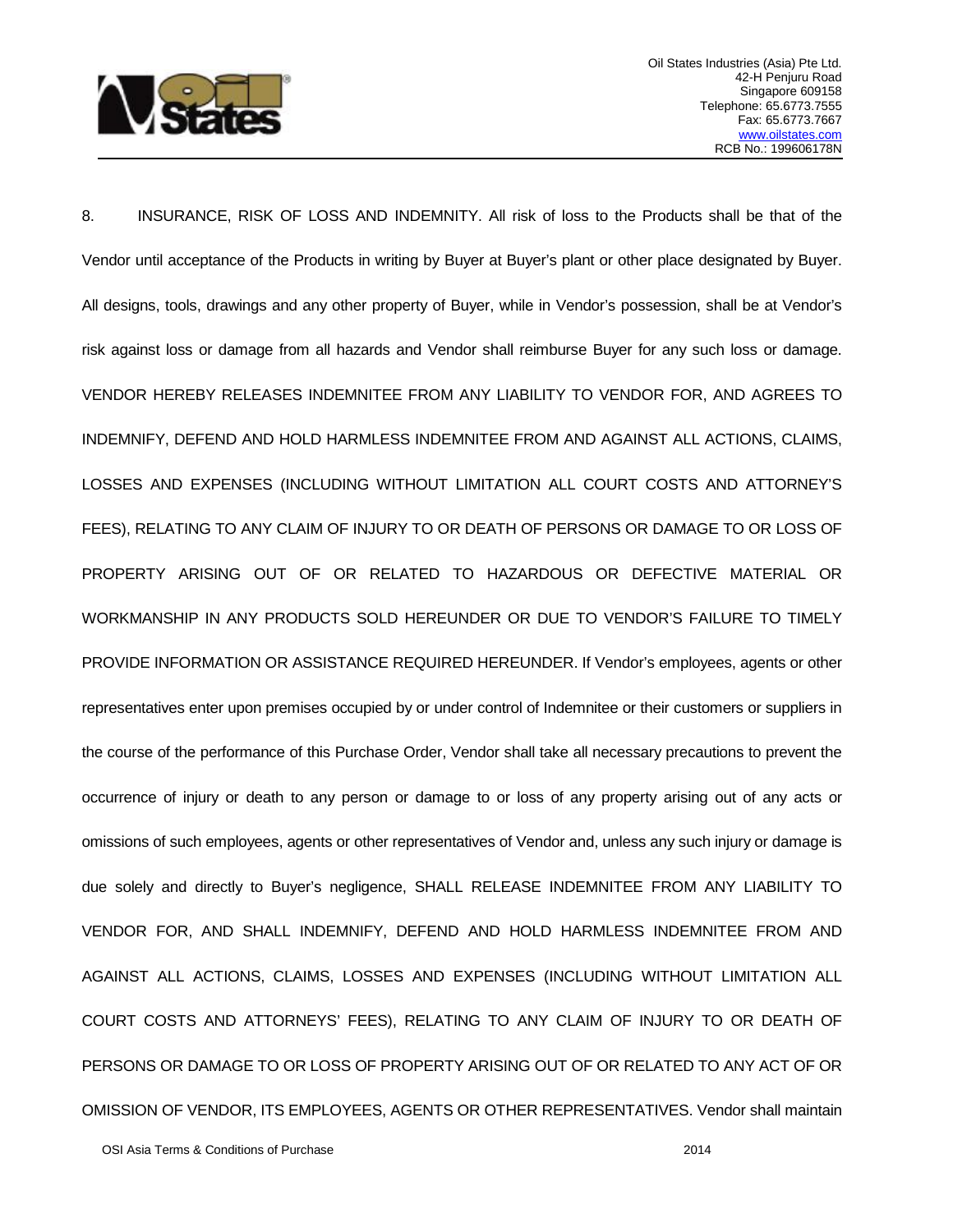8. INSURANCE, RISK OF LOSS AND INDEMNITY. All risk of loss to the Products shall be that of the Vendor until acceptance of the Products in writing by Buyer at Buyer's plant or other place designated by Buyer. All designs, tools, drawings and any other property of Buyer, while in Vendor's possession, shall be at Vendor's risk against loss or damage from all hazards and Vendor shall reimburse Buyer for any such loss or damage. VENDOR HEREBY RELEASES INDEMNITEE FROM ANY LIABILITY TO VENDOR FOR, AND AGREES TO INDEMNIFY, DEFEND AND HOLD HARMLESS INDEMNITEE FROM AND AGAINST ALL ACTIONS, CLAIMS, LOSSES AND EXPENSES (INCLUDING WITHOUT LIMITATION ALL COURT COSTS AND ATTORNEY'S FEES), RELATING TO ANY CLAIM OF INJURY TO OR DEATH OF PERSONS OR DAMAGE TO OR LOSS OF PROPERTY ARISING OUT OF OR RELATED TO HAZARDOUS OR DEFECTIVE MATERIAL OR WORKMANSHIP IN ANY PRODUCTS SOLD HEREUNDER OR DUE TO VENDOR'S FAILURE TO TIMELY PROVIDE INFORMATION OR ASSISTANCE REQUIRED HEREUNDER. If Vendor's employees, agents or other representatives enter upon premises occupied by or under control of Indemnitee or their customers or suppliers in the course of the performance of this Purchase Order, Vendor shall take all necessary precautions to prevent the occurrence of injury or death to any person or damage to or loss of any property arising out of any acts or omissions of such employees, agents or other representatives of Vendor and, unless any such injury or damage is due solely and directly to Buyer's negligence, SHALL RELEASE INDEMNITEE FROM ANY LIABILITY TO VENDOR FOR, AND SHALL INDEMNIFY, DEFEND AND HOLD HARMLESS INDEMNITEE FROM AND AGAINST ALL ACTIONS, CLAIMS, LOSSES AND EXPENSES (INCLUDING WITHOUT LIMITATION ALL COURT COSTS AND ATTORNEYS' FEES), RELATING TO ANY CLAIM OF INJURY TO OR DEATH OF PERSONS OR DAMAGE TO OR LOSS OF PROPERTY ARISING OUT OF OR RELATED TO ANY ACT OF OR OMISSION OF VENDOR, ITS EMPLOYEES, AGENTS OR OTHER REPRESENTATIVES. Vendor shall maintain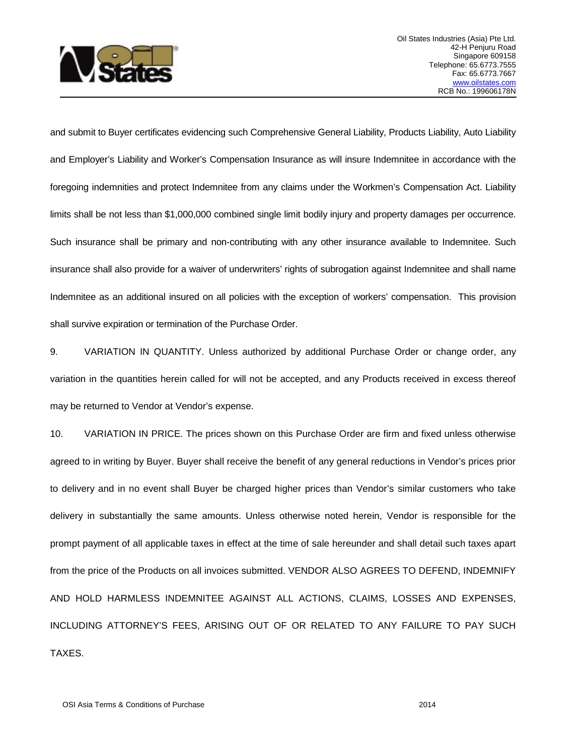and submit to Buyer certificates evidencing such Comprehensive General Liability, Products Liability, Auto Liability and Employer's Liability and Worker's Compensation Insurance as will insure Indemnitee in accordance with the foregoing indemnities and protect Indemnitee from any claims under the Workmen's Compensation Act. Liability limits shall be not less than $1,000,000 combined single limit bodily injury and property damages per occurrence. Such insurance shall be primary and non-contributing with any other insurance available to Indemnitee. Such insurance shall also provide for a waiver of underwriters' rights of subrogation against Indemnitee and shall name Indemnitee as an additional insured on all policies with the exception of workers' compensation. This provision shall survive expiration or termination of the Purchase Order.

9. VARIATION IN QUANTITY. Unless authorized by additional Purchase Order or change order, any variation in the quantities herein called for will not be accepted, and any Products received in excess thereof may be returned to Vendor at Vendor's expense.

10. VARIATION IN PRICE. The prices shown on this Purchase Order are firm and fixed unless otherwise agreed to in writing by Buyer. Buyer shall receive the benefit of any general reductions in Vendor's prices prior to delivery and in no event shall Buyer be charged higher prices than Vendor's similar customers who take delivery in substantially the same amounts. Unless otherwise noted herein, Vendor is responsible for the prompt payment of all applicable taxes in effect at the time of sale hereunder and shall detail such taxes apart from the price of the Products on all invoices submitted. VENDOR ALSO AGREES TO DEFEND, INDEMNIFY AND HOLD HARMLESS INDEMNITEE AGAINST ALL ACTIONS, CLAIMS, LOSSES AND EXPENSES, INCLUDING ATTORNEY'S FEES, ARISING OUT OF OR RELATED TO ANY FAILURE TO PAY SUCH TAXES.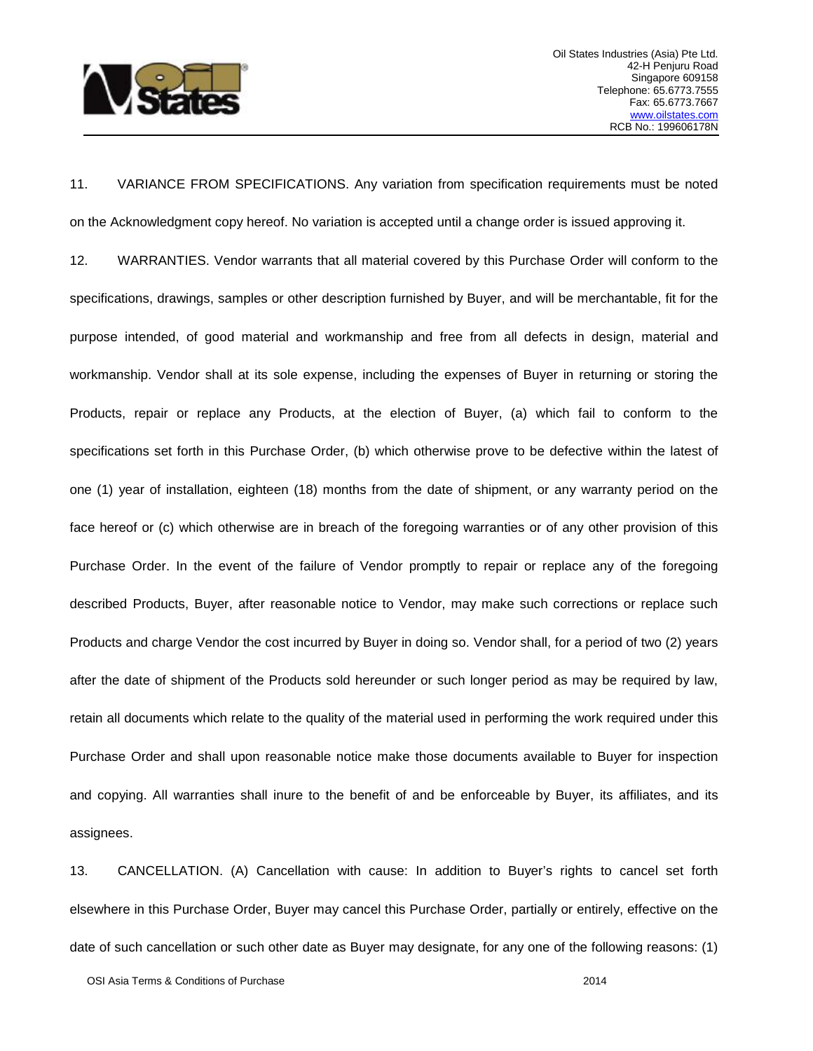11. VARIANCE FROM SPECIFICATIONS. Any variation from specification requirements must be noted on the Acknowledgment copy hereof. No variation is accepted until a change order is issued approving it.

12. WARRANTIES. Vendor warrants that all material covered by this Purchase Order will conform to the specifications, drawings, samples or other description furnished by Buyer, and will be merchantable, fit for the purpose intended, of good material and workmanship and free from all defects in design, material and workmanship. Vendor shall at its sole expense, including the expenses of Buyer in returning or storing the Products, repair or replace any Products, at the election of Buyer, (a) which fail to conform to the specifications set forth in this Purchase Order, (b) which otherwise prove to be defective within the latest of one (1) year of installation, eighteen (18) months from the date of shipment, or any warranty period on the face hereof or (c) which otherwise are in breach of the foregoing warranties or of any other provision of this Purchase Order. In the event of the failure of Vendor promptly to repair or replace any of the foregoing described Products, Buyer, after reasonable notice to Vendor, may make such corrections or replace such Products and charge Vendor the cost incurred by Buyer in doing so. Vendor shall, for a period of two (2) years after the date of shipment of the Products sold hereunder or such longer period as may be required by law, retain all documents which relate to the quality of the material used in performing the work required under this Purchase Order and shall upon reasonable notice make those documents available to Buyer for inspection and copying. All warranties shall inure to the benefit of and be enforceable by Buyer, its affiliates, and its assignees.

13. CANCELLATION. (A) Cancellation with cause: In addition to Buyer's rights to cancel set forth elsewhere in this Purchase Order, Buyer may cancel this Purchase Order, partially or entirely, effective on the date of such cancellation or such other date as Buyer may designate, for any one of the following reasons: (1)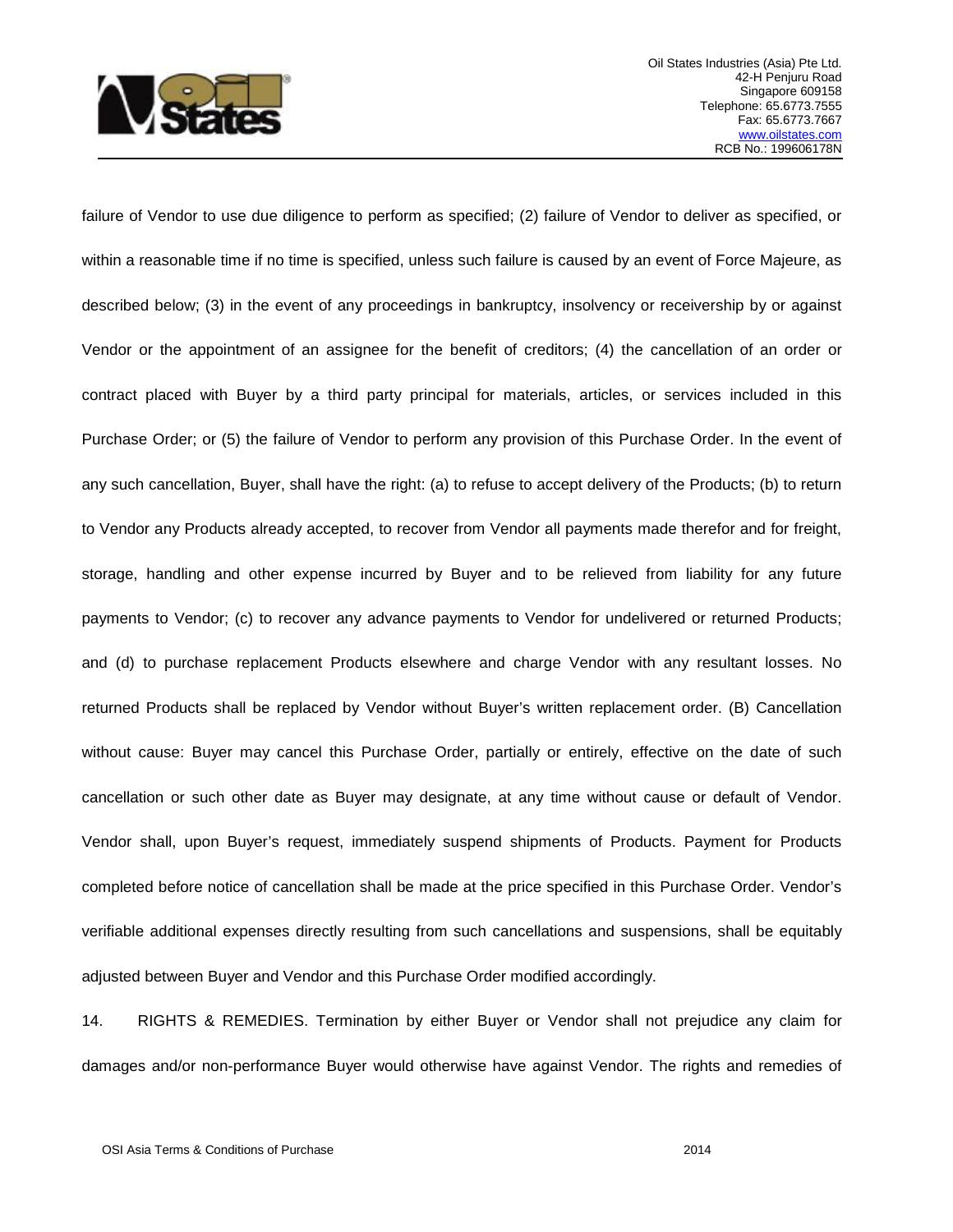failure of Vendor to use due diligence to perform as specified; (2) failure of Vendor to deliver as specified, or within a reasonable time if no time is specified, unless such failure is caused by an event of Force Majeure, as described below; (3) in the event of any proceedings in bankruptcy, insolvency or receivership by or against Vendor or the appointment of an assignee for the benefit of creditors; (4) the cancellation of an order or contract placed with Buyer by a third party principal for materials, articles, or services included in this Purchase Order; or (5) the failure of Vendor to perform any provision of this Purchase Order. In the event of any such cancellation, Buyer, shall have the right: (a) to refuse to accept delivery of the Products; (b) to return to Vendor any Products already accepted, to recover from Vendor all payments made therefor and for freight, storage, handling and other expense incurred by Buyer and to be relieved from liability for any future payments to Vendor; (c) to recover any advance payments to Vendor for undelivered or returned Products; and (d) to purchase replacement Products elsewhere and charge Vendor with any resultant losses. No returned Products shall be replaced by Vendor without Buyer's written replacement order. (B) Cancellation without cause: Buyer may cancel this Purchase Order, partially or entirely, effective on the date of such cancellation or such other date as Buyer may designate, at any time without cause or default of Vendor. Vendor shall, upon Buyer's request, immediately suspend shipments of Products. Payment for Products completed before notice of cancellation shall be made at the price specified in this Purchase Order. Vendor's verifiable additional expenses directly resulting from such cancellations and suspensions, shall be equitably adjusted between Buyer and Vendor and this Purchase Order modified accordingly.

14. RIGHTS & REMEDIES. Termination by either Buyer or Vendor shall not prejudice any claim for damages and/or non-performance Buyer would otherwise have against Vendor. The rights and remedies of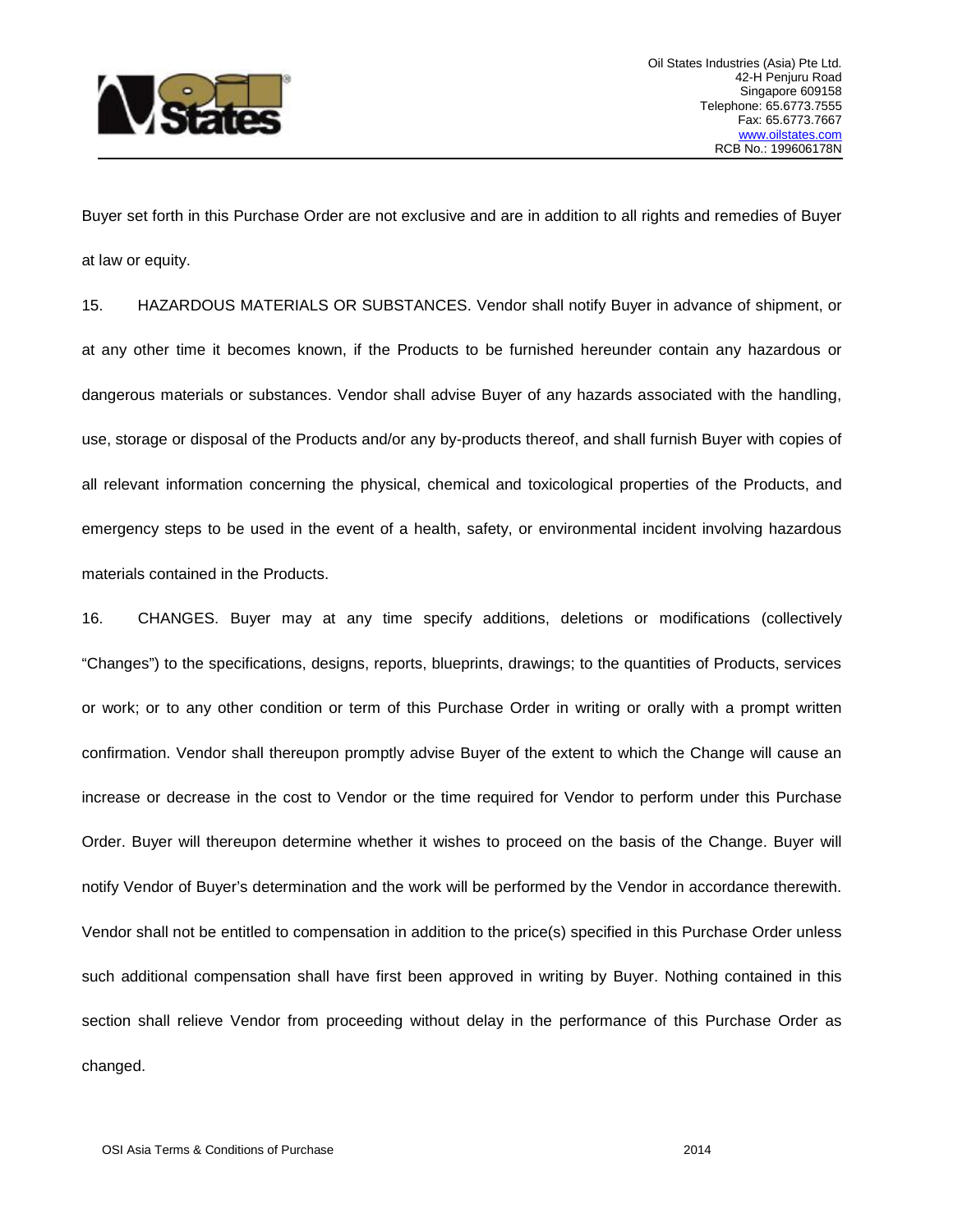Buyer set forth in this Purchase Order are not exclusive and are in addition to all rights and remedies of Buyer at law or equity.

15. HAZARDOUS MATERIALS OR SUBSTANCES. Vendor shall notify Buyer in advance of shipment, or at any other time it becomes known, if the Products to be furnished hereunder contain any hazardous or dangerous materials or substances. Vendor shall advise Buyer of any hazards associated with the handling, use, storage or disposal of the Products and/or any by-products thereof, and shall furnish Buyer with copies of all relevant information concerning the physical, chemical and toxicological properties of the Products, and emergency steps to be used in the event of a health, safety, or environmental incident involving hazardous materials contained in the Products.

16. CHANGES. Buyer may at any time specify additions, deletions or modifications (collectively "Changes") to the specifications, designs, reports, blueprints, drawings; to the quantities of Products, services or work; or to any other condition or term of this Purchase Order in writing or orally with a prompt written confirmation. Vendor shall thereupon promptly advise Buyer of the extent to which the Change will cause an increase or decrease in the cost to Vendor or the time required for Vendor to perform under this Purchase Order. Buyer will thereupon determine whether it wishes to proceed on the basis of the Change. Buyer will notify Vendor of Buyer's determination and the work will be performed by the Vendor in accordance therewith. Vendor shall not be entitled to compensation in addition to the price(s) specified in this Purchase Order unless such additional compensation shall have first been approved in writing by Buyer. Nothing contained in this section shall relieve Vendor from proceeding without delay in the performance of this Purchase Order as changed.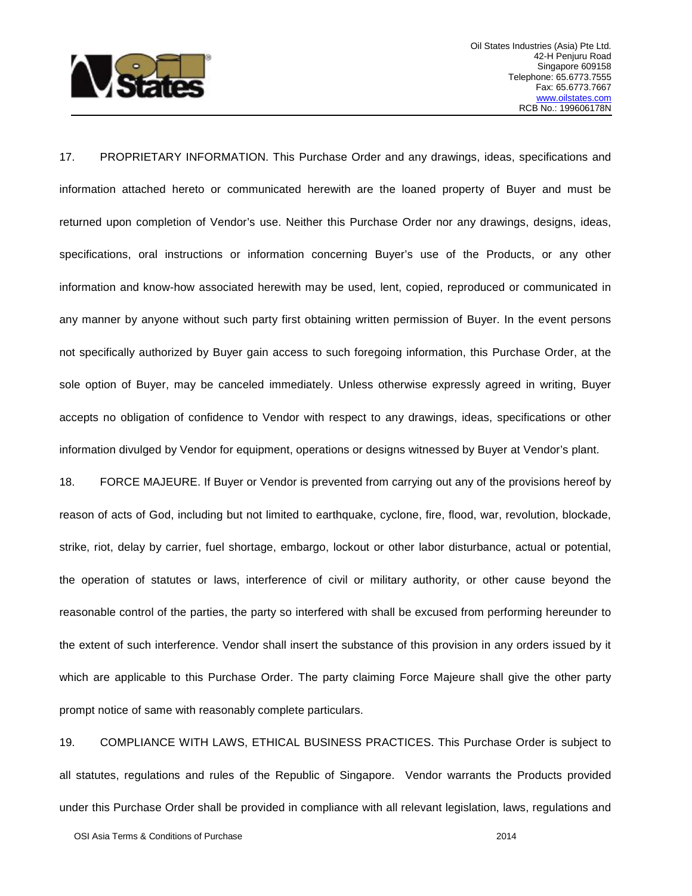17. PROPRIETARY INFORMATION. This Purchase Order and any drawings, ideas, specifications and information attached hereto or communicated herewith are the loaned property of Buyer and must be returned upon completion of Vendor's use. Neither this Purchase Order nor any drawings, designs, ideas, specifications, oral instructions or information concerning Buyer's use of the Products, or any other information and know-how associated herewith may be used, lent, copied, reproduced or communicated in any manner by anyone without such party first obtaining written permission of Buyer. In the event persons not specifically authorized by Buyer gain access to such foregoing information, this Purchase Order, at the sole option of Buyer, may be canceled immediately. Unless otherwise expressly agreed in writing, Buyer accepts no obligation of confidence to Vendor with respect to any drawings, ideas, specifications or other information divulged by Vendor for equipment, operations or designs witnessed by Buyer at Vendor's plant.

18. FORCE MAJEURE. If Buyer or Vendor is prevented from carrying out any of the provisions hereof by reason of acts of God, including but not limited to earthquake, cyclone, fire, flood, war, revolution, blockade, strike, riot, delay by carrier, fuel shortage, embargo, lockout or other labor disturbance, actual or potential, the operation of statutes or laws, interference of civil or military authority, or other cause beyond the reasonable control of the parties, the party so interfered with shall be excused from performing hereunder to the extent of such interference. Vendor shall insert the substance of this provision in any orders issued by it which are applicable to this Purchase Order. The party claiming Force Majeure shall give the other party prompt notice of same with reasonably complete particulars.

19. COMPLIANCE WITH LAWS, ETHICAL BUSINESS PRACTICES. This Purchase Order is subject to all statutes, regulations and rules of the Republic of Singapore. Vendor warrants the Products provided under this Purchase Order shall be provided in compliance with all relevant legislation, laws, regulations and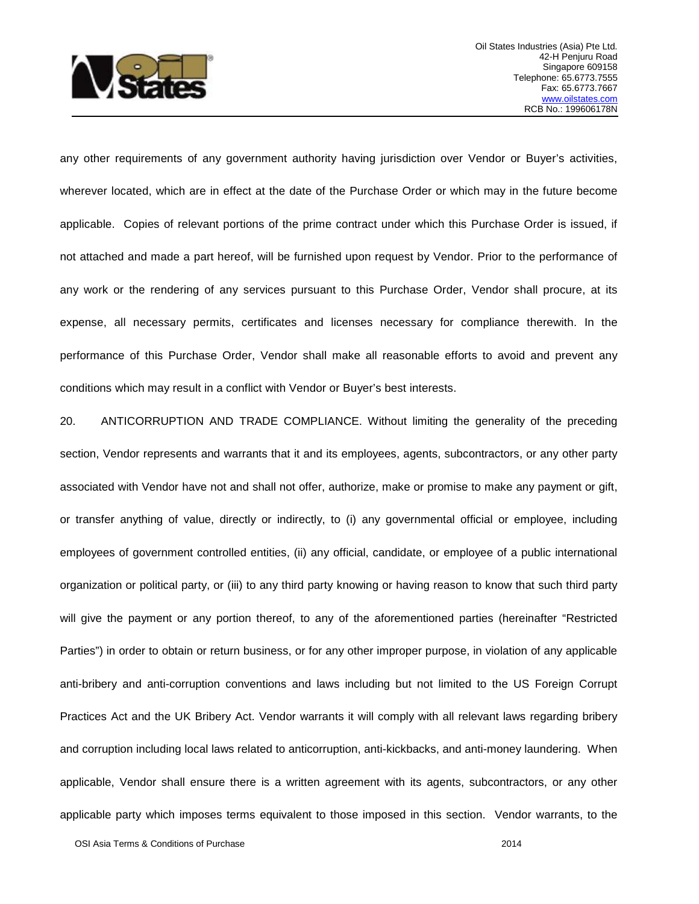any other requirements of any government authority having jurisdiction over Vendor or Buyer's activities, wherever located, which are in effect at the date of the Purchase Order or which may in the future become applicable. Copies of relevant portions of the prime contract under which this Purchase Order is issued, if not attached and made a part hereof, will be furnished upon request by Vendor. Prior to the performance of any work or the rendering of any services pursuant to this Purchase Order, Vendor shall procure, at its expense, all necessary permits, certificates and licenses necessary for compliance therewith. In the performance of this Purchase Order, Vendor shall make all reasonable efforts to avoid and prevent any conditions which may result in a conflict with Vendor or Buyer's best interests.

20. ANTICORRUPTION AND TRADE COMPLIANCE. Without limiting the generality of the preceding section, Vendor represents and warrants that it and its employees, agents, subcontractors, or any other party associated with Vendor have not and shall not offer, authorize, make or promise to make any payment or gift, or transfer anything of value, directly or indirectly, to (i) any governmental official or employee, including employees of government controlled entities, (ii) any official, candidate, or employee of a public international organization or political party, or (iii) to any third party knowing or having reason to know that such third party will give the payment or any portion thereof, to any of the aforementioned parties (hereinafter "Restricted Parties") in order to obtain or return business, or for any other improper purpose, in violation of any applicable anti-bribery and anti-corruption conventions and laws including but not limited to the US Foreign Corrupt Practices Act and the UK Bribery Act. Vendor warrants it will comply with all relevant laws regarding bribery and corruption including local laws related to anticorruption, anti-kickbacks, and anti-money laundering. When applicable, Vendor shall ensure there is a written agreement with its agents, subcontractors, or any other applicable party which imposes terms equivalent to those imposed in this section. Vendor warrants, to the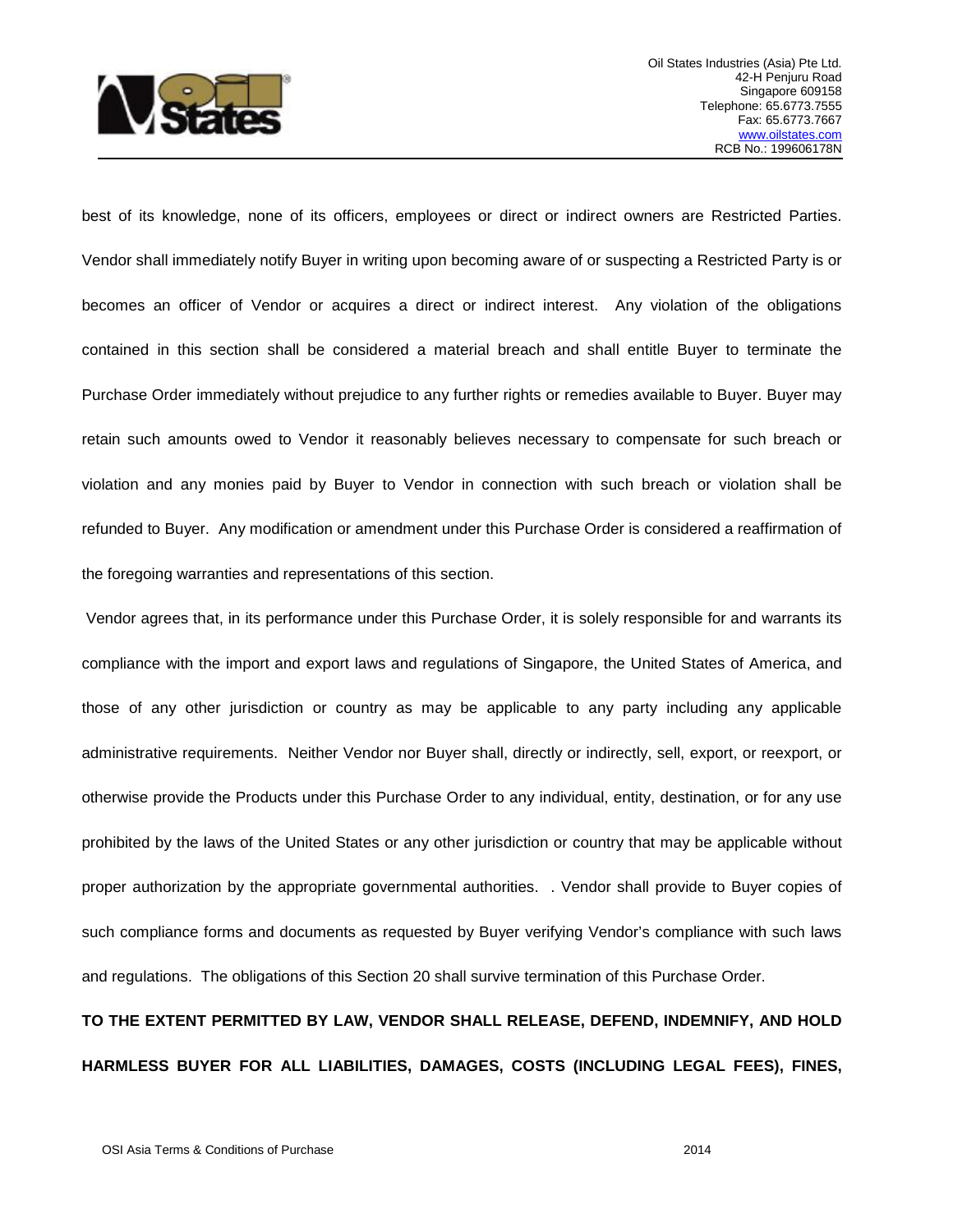best of its knowledge, none of its officers, employees or direct or indirect owners are Restricted Parties. Vendor shall immediately notify Buyer in writing upon becoming aware of or suspecting a Restricted Party is or becomes an officer of Vendor or acquires a direct or indirect interest. Any violation of the obligations contained in this section shall be considered a material breach and shall entitle Buyer to terminate the Purchase Order immediately without prejudice to any further rights or remedies available to Buyer. Buyer may retain such amounts owed to Vendor it reasonably believes necessary to compensate for such breach or violation and any monies paid by Buyer to Vendor in connection with such breach or violation shall be refunded to Buyer. Any modification or amendment under this Purchase Order is considered a reaffirmation of the foregoing warranties and representations of this section.

Vendor agrees that, in its performance under this Purchase Order, it is solely responsible for and warrants its compliance with the import and export laws and regulations of Singapore, the United States of America, and those of any other jurisdiction or country as may be applicable to any party including any applicable administrative requirements. Neither Vendor nor Buyer shall, directly or indirectly, sell, export, or reexport, or otherwise provide the Products under this Purchase Order to any individual, entity, destination, or for any use prohibited by the laws of the United States or any other jurisdiction or country that may be applicable without proper authorization by the appropriate governmental authorities. . Vendor shall provide to Buyer copies of such compliance forms and documents as requested by Buyer verifying Vendor's compliance with such laws and regulations. The obligations of this Section 20 shall survive termination of this Purchase Order.

**TO THE EXTENT PERMITTED BY LAW, VENDOR SHALL RELEASE, DEFEND, INDEMNIFY, AND HOLD HARMLESS BUYER FOR ALL LIABILITIES, DAMAGES, COSTS (INCLUDING LEGAL FEES), FINES,**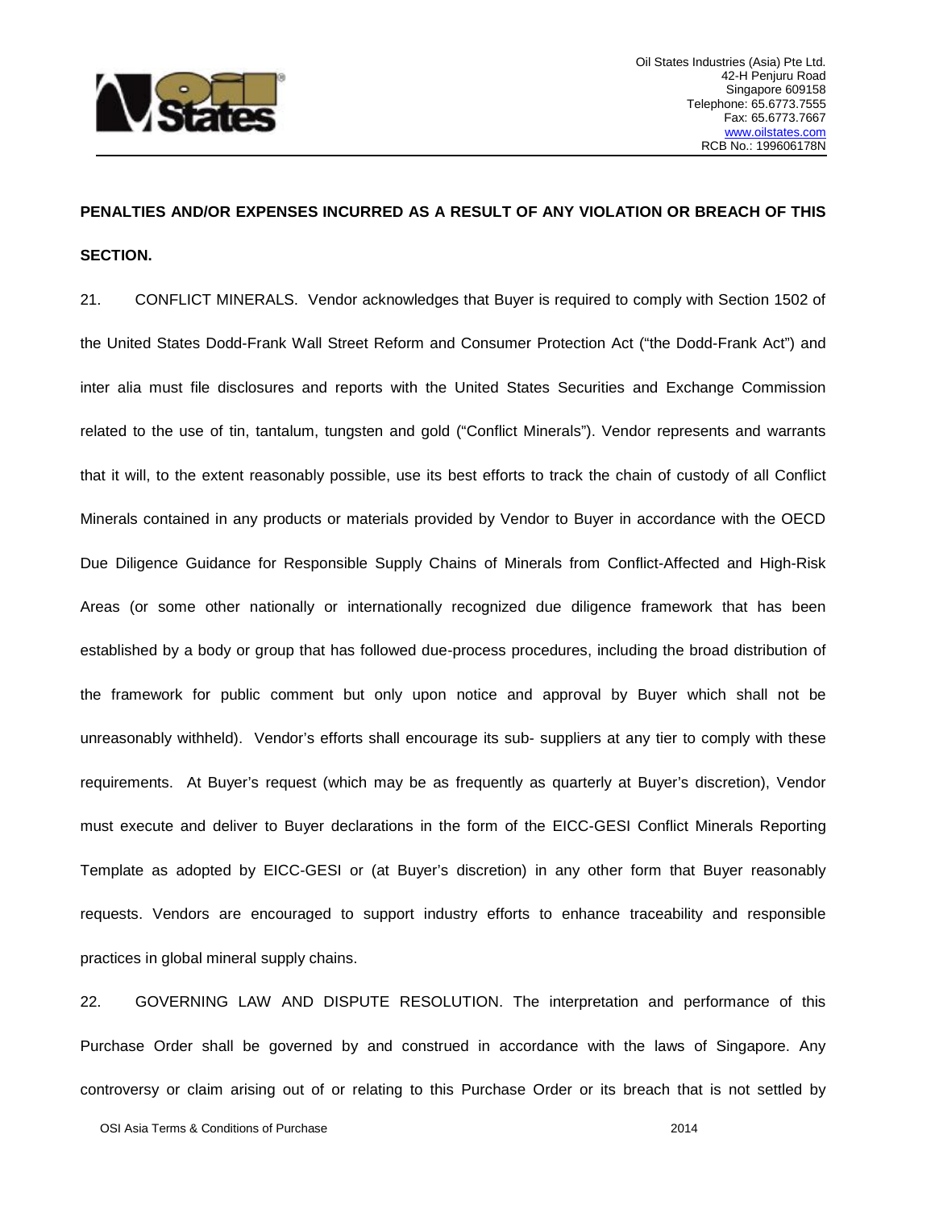**PENALTIES AND/OR EXPENSES INCURRED AS A RESULT OF ANY VIOLATION OR BREACH OF THIS SECTION.**

21. CONFLICT MINERALS. Vendor acknowledges that Buyer is required to comply with Section 1502 of the United States Dodd-Frank Wall Street Reform and Consumer Protection Act ("the Dodd-Frank Act") and inter alia must file disclosures and reports with the United States Securities and Exchange Commission related to the use of tin, tantalum, tungsten and gold ("Conflict Minerals"). Vendor represents and warrants that it will, to the extent reasonably possible, use its best efforts to track the chain of custody of all Conflict Minerals contained in any products or materials provided by Vendor to Buyer in accordance with the OECD Due Diligence Guidance for Responsible Supply Chains of Minerals from Conflict-Affected and High-Risk Areas (or some other nationally or internationally recognized due diligence framework that has been established by a body or group that has followed due-process procedures, including the broad distribution of the framework for public comment but only upon notice and approval by Buyer which shall not be unreasonably withheld). Vendor's efforts shall encourage its sub- suppliers at any tier to comply with these requirements. At Buyer's request (which may be as frequently as quarterly at Buyer's discretion), Vendor must execute and deliver to Buyer declarations in the form of the EICC-GESI Conflict Minerals Reporting Template as adopted by EICC-GESI or (at Buyer's discretion) in any other form that Buyer reasonably requests. Vendors are encouraged to support industry efforts to enhance traceability and responsible practices in global mineral supply chains.

22. GOVERNING LAW AND DISPUTE RESOLUTION. The interpretation and performance of this Purchase Order shall be governed by and construed in accordance with the laws of Singapore. Any controversy or claim arising out of or relating to this Purchase Order or its breach that is not settled by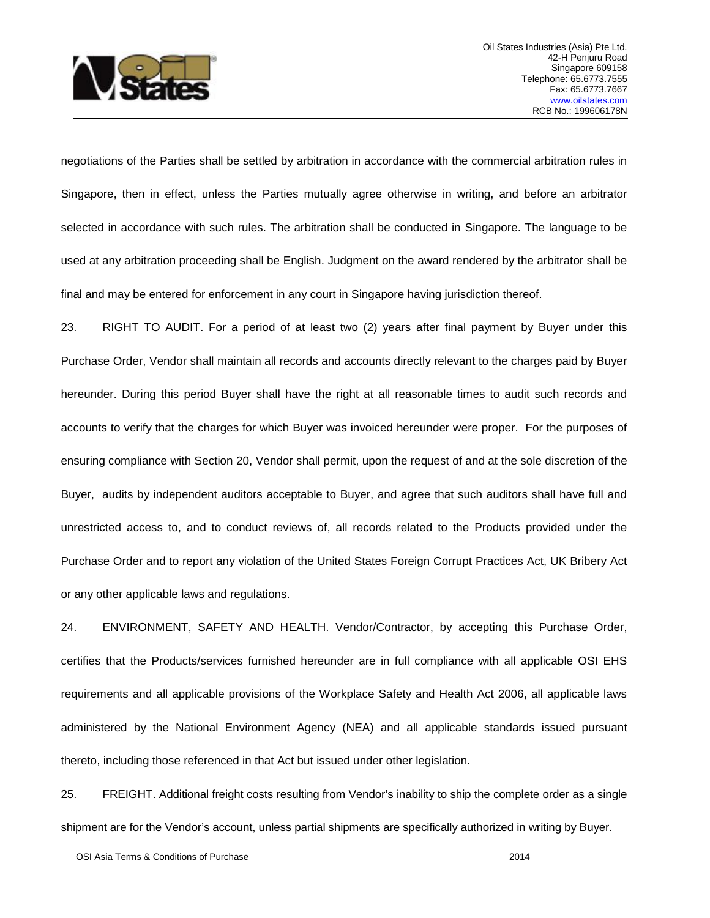negotiations of the Parties shall be settled by arbitration in accordance with the commercial arbitration rules in Singapore, then in effect, unless the Parties mutually agree otherwise in writing, and before an arbitrator selected in accordance with such rules. The arbitration shall be conducted in Singapore. The language to be used at any arbitration proceeding shall be English. Judgment on the award rendered by the arbitrator shall be final and may be entered for enforcement in any court in Singapore having jurisdiction thereof.

23. RIGHT TO AUDIT. For a period of at least two (2) years after final payment by Buyer under this Purchase Order, Vendor shall maintain all records and accounts directly relevant to the charges paid by Buyer hereunder. During this period Buyer shall have the right at all reasonable times to audit such records and accounts to verify that the charges for which Buyer was invoiced hereunder were proper. For the purposes of ensuring compliance with Section 20, Vendor shall permit, upon the request of and at the sole discretion of the Buyer, audits by independent auditors acceptable to Buyer, and agree that such auditors shall have full and unrestricted access to, and to conduct reviews of, all records related to the Products provided under the Purchase Order and to report any violation of the United States Foreign Corrupt Practices Act, UK Bribery Act or any other applicable laws and regulations.

24. ENVIRONMENT, SAFETY AND HEALTH. Vendor/Contractor, by accepting this Purchase Order, certifies that the Products/services furnished hereunder are in full compliance with all applicable OSI EHS requirements and all applicable provisions of the Workplace Safety and Health Act 2006, all applicable laws administered by the National Environment Agency (NEA) and all applicable standards issued pursuant thereto, including those referenced in that Act but issued under other legislation.

25. FREIGHT. Additional freight costs resulting from Vendor's inability to ship the complete order as a single shipment are for the Vendor's account, unless partial shipments are specifically authorized in writing by Buyer.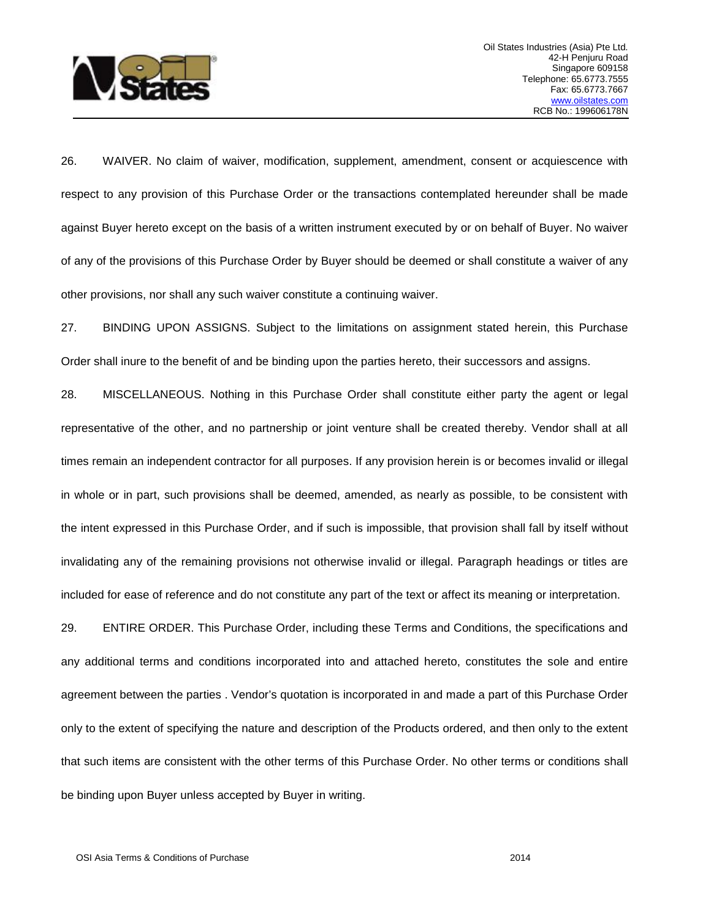26. WAIVER. No claim of waiver, modification, supplement, amendment, consent or acquiescence with respect to any provision of this Purchase Order or the transactions contemplated hereunder shall be made against Buyer hereto except on the basis of a written instrument executed by or on behalf of Buyer. No waiver of any of the provisions of this Purchase Order by Buyer should be deemed or shall constitute a waiver of any other provisions, nor shall any such waiver constitute a continuing waiver.

27. BINDING UPON ASSIGNS. Subject to the limitations on assignment stated herein, this Purchase Order shall inure to the benefit of and be binding upon the parties hereto, their successors and assigns.

28. MISCELLANEOUS. Nothing in this Purchase Order shall constitute either party the agent or legal representative of the other, and no partnership or joint venture shall be created thereby. Vendor shall at all times remain an independent contractor for all purposes. If any provision herein is or becomes invalid or illegal in whole or in part, such provisions shall be deemed, amended, as nearly as possible, to be consistent with the intent expressed in this Purchase Order, and if such is impossible, that provision shall fall by itself without invalidating any of the remaining provisions not otherwise invalid or illegal. Paragraph headings or titles are included for ease of reference and do not constitute any part of the text or affect its meaning or interpretation.

29. ENTIRE ORDER. This Purchase Order, including these Terms and Conditions, the specifications and any additional terms and conditions incorporated into and attached hereto, constitutes the sole and entire agreement between the parties . Vendor's quotation is incorporated in and made a part of this Purchase Order only to the extent of specifying the nature and description of the Products ordered, and then only to the extent that such items are consistent with the other terms of this Purchase Order. No other terms or conditions shall be binding upon Buyer unless accepted by Buyer in writing.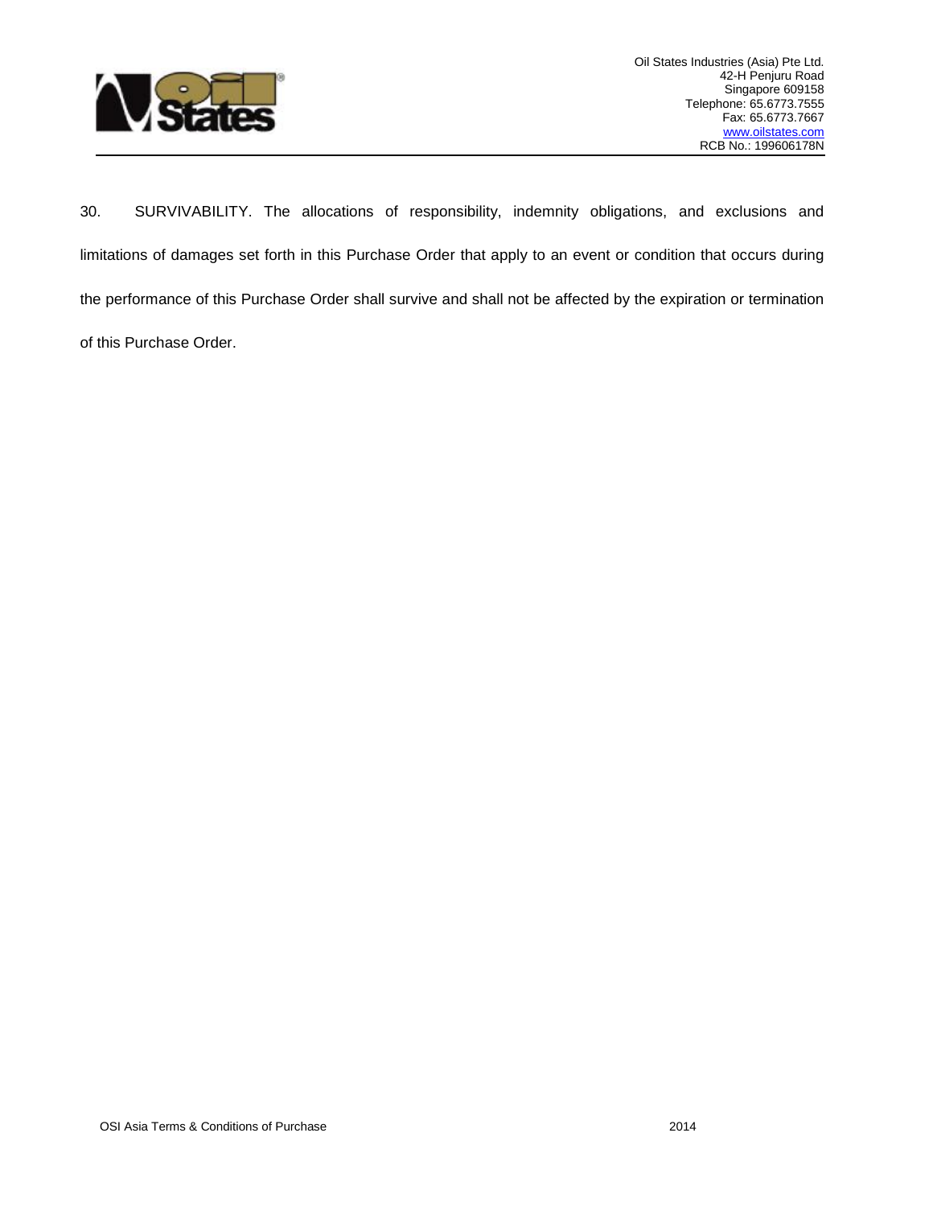30. SURVIVABILITY. The allocations of responsibility, indemnity obligations, and exclusions and limitations of damages set forth in this Purchase Order that apply to an event or condition that occurs during the performance of this Purchase Order shall survive and shall not be affected by the expiration or termination of this Purchase Order.